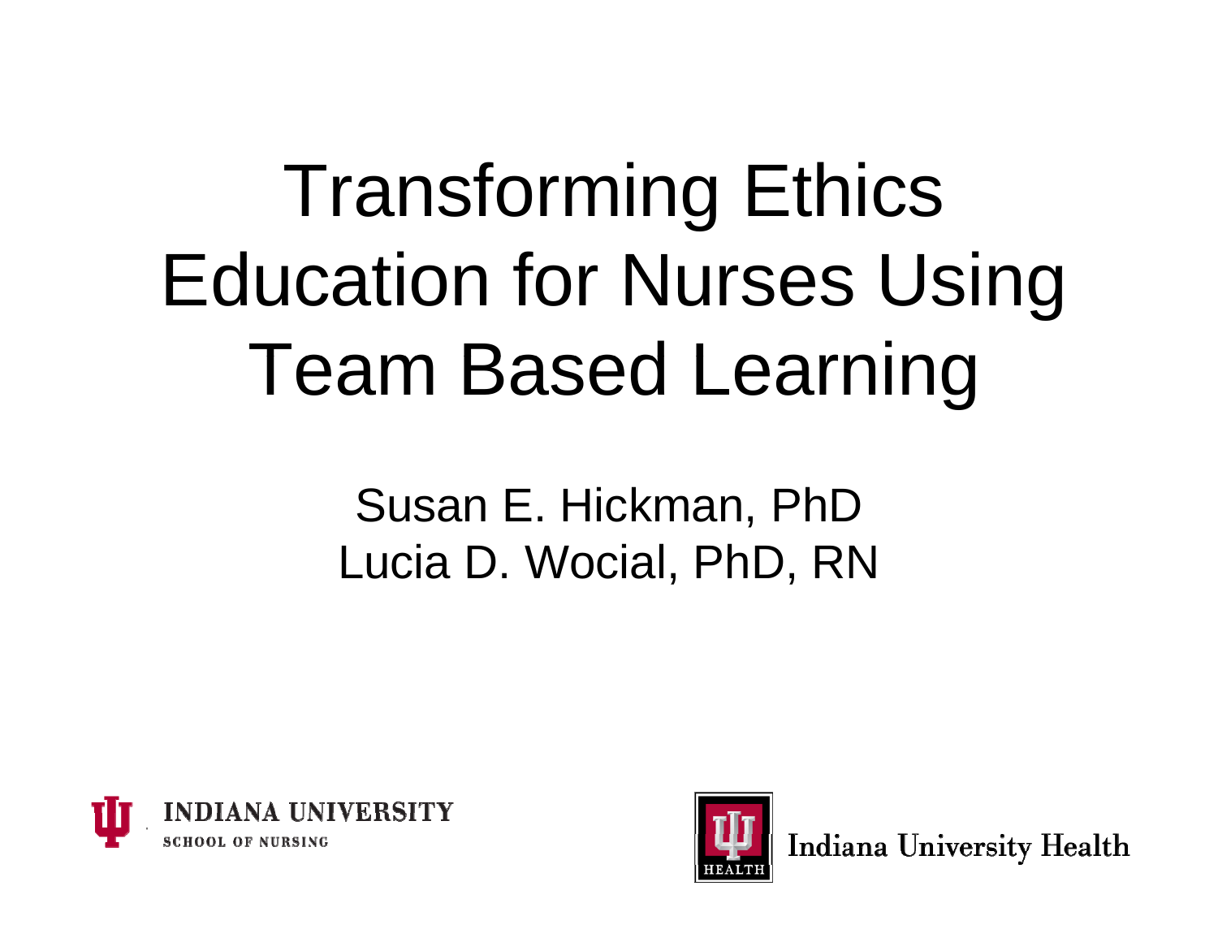# Transforming Ethics Education for Nurses Using Team Based Learning

Susan E. Hickman, PhD

Lucia D. Wocial, PhD, RN

INDIANA UNIVERSITY SCHOOL OF NURSING

Indiana University Health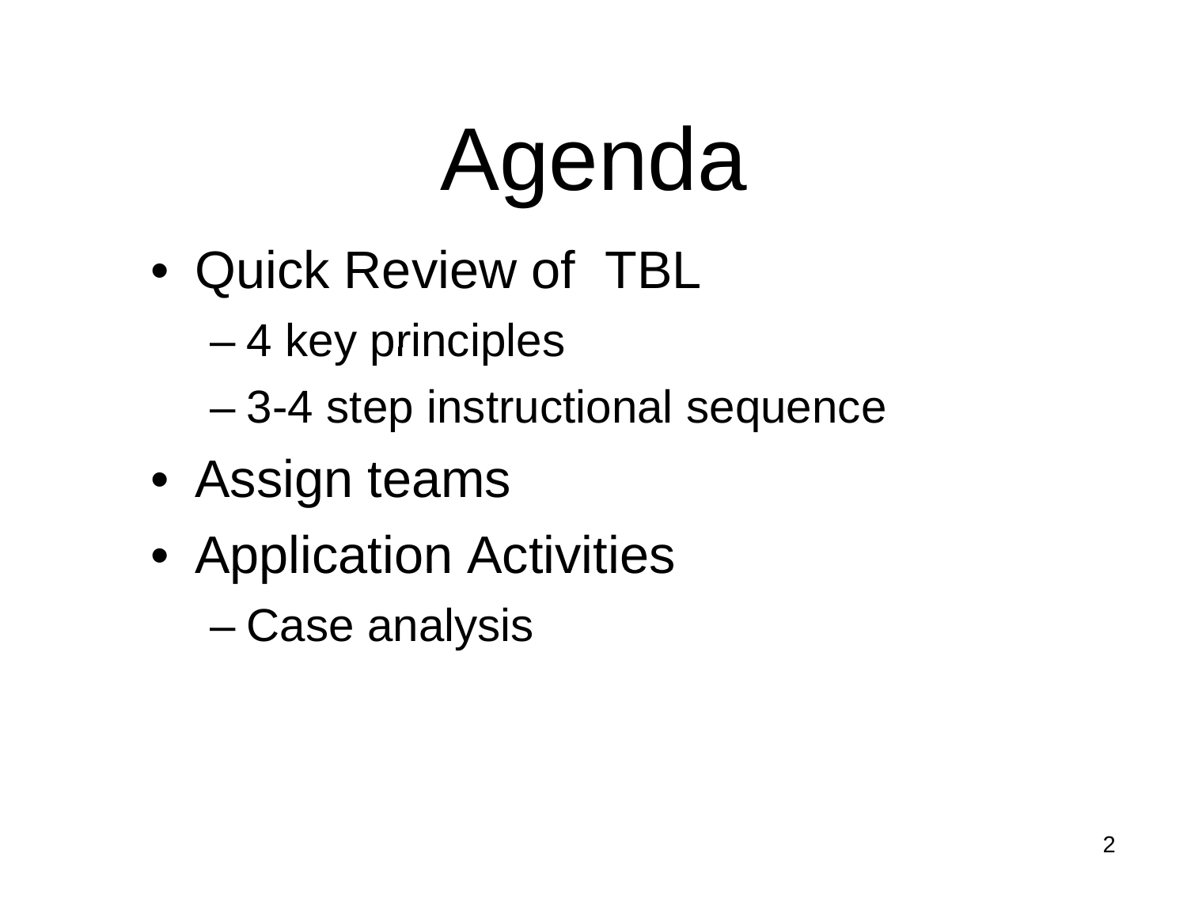# Agenda

- Quick Review of TBL
  - 4 key principles
  - 3-4 step instructional sequence
- Assign teams
- Application Activities
  - Case analysis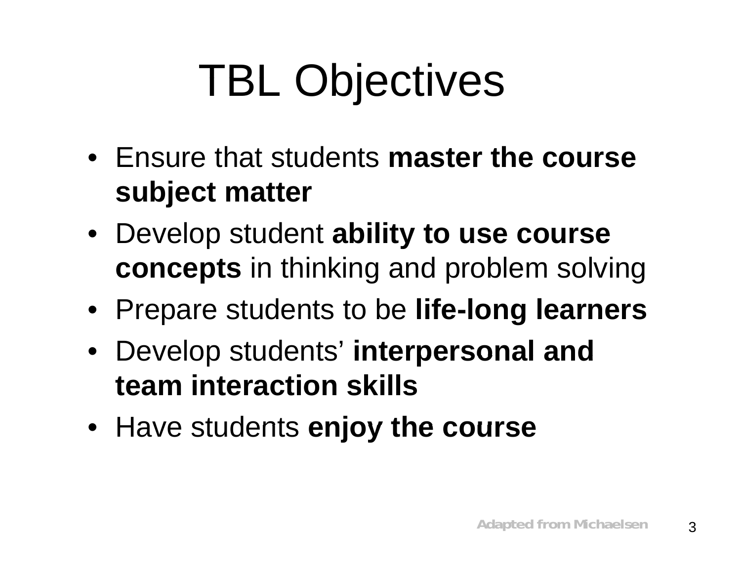# TBL Objectives

- Ensure that students **master the course subject matter**
- Develop student **ability to use course concepts** in thinking and problem solving
- Prepare students to be **life-long learners**
- Develop students' **interpersonal and team interaction skills**
- Have students **enjoy the course**

Adapted from Michaelsen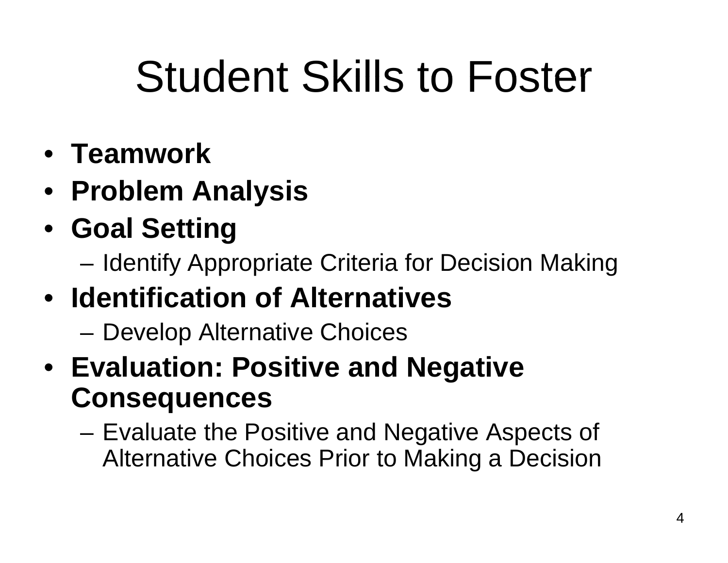# Student Skills to Foster

- **Teamwork**
- **Problem Analysis**
- **Goal Setting**
  - Identify Appropriate Criteria for Decision Making
- **Identification of Alternatives**
  - Develop Alternative Choices
- **Evaluation: Positive and Negative Consequences**
  - Evaluate the Positive and Negative Aspects of Alternative Choices Prior to Making a Decision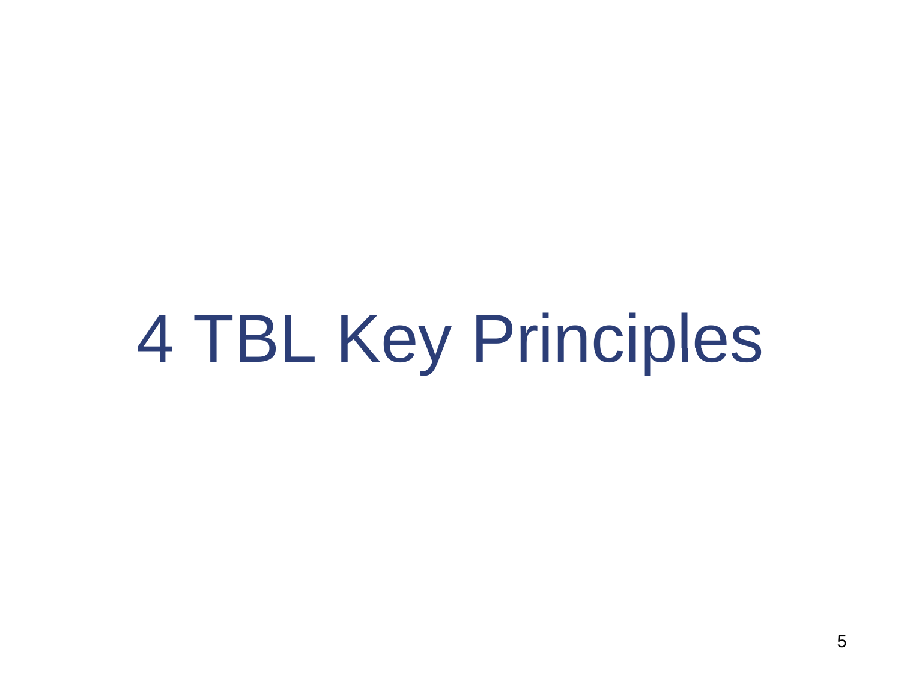# 4 TBL Key Principles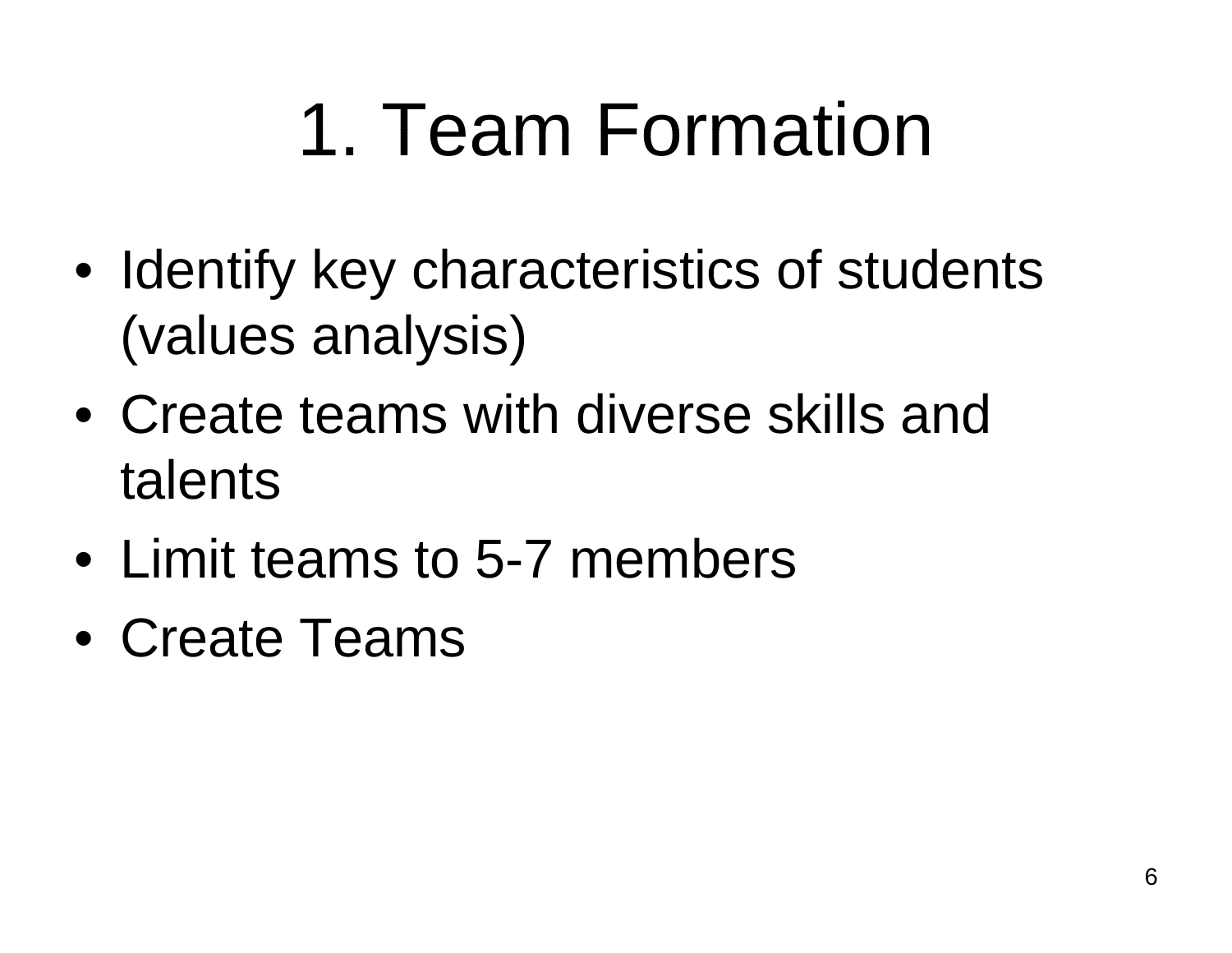# 1. Team Formation

- Identify key characteristics of students (values analysis)
- Create teams with diverse skills and talents
- Limit teams to 5-7 members
- Create Teams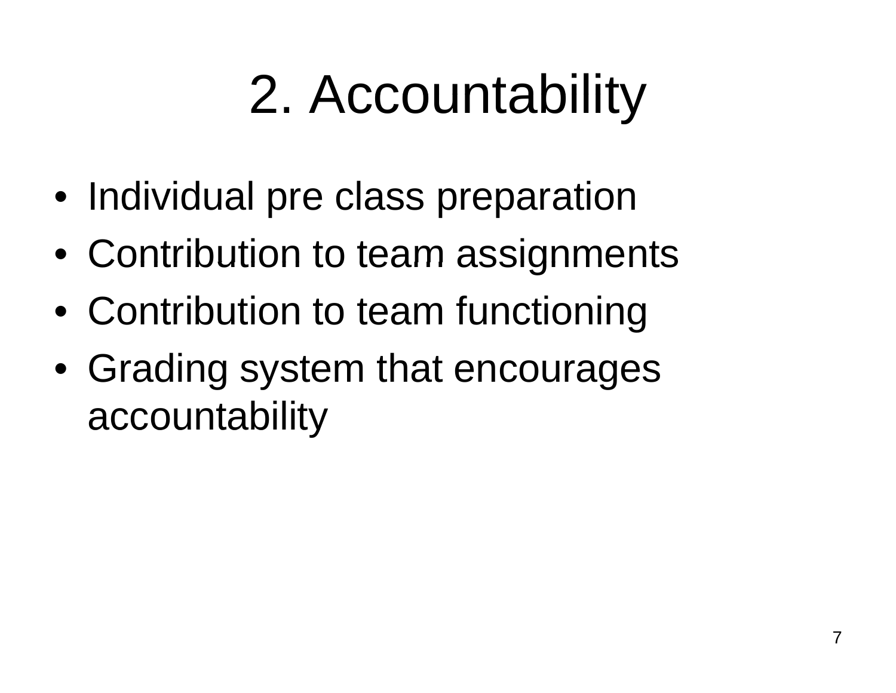# 2. Accountability

- Individual pre class preparation
- Contribution to team assignments
- Contribution to team functioning
- Grading system that encourages accountability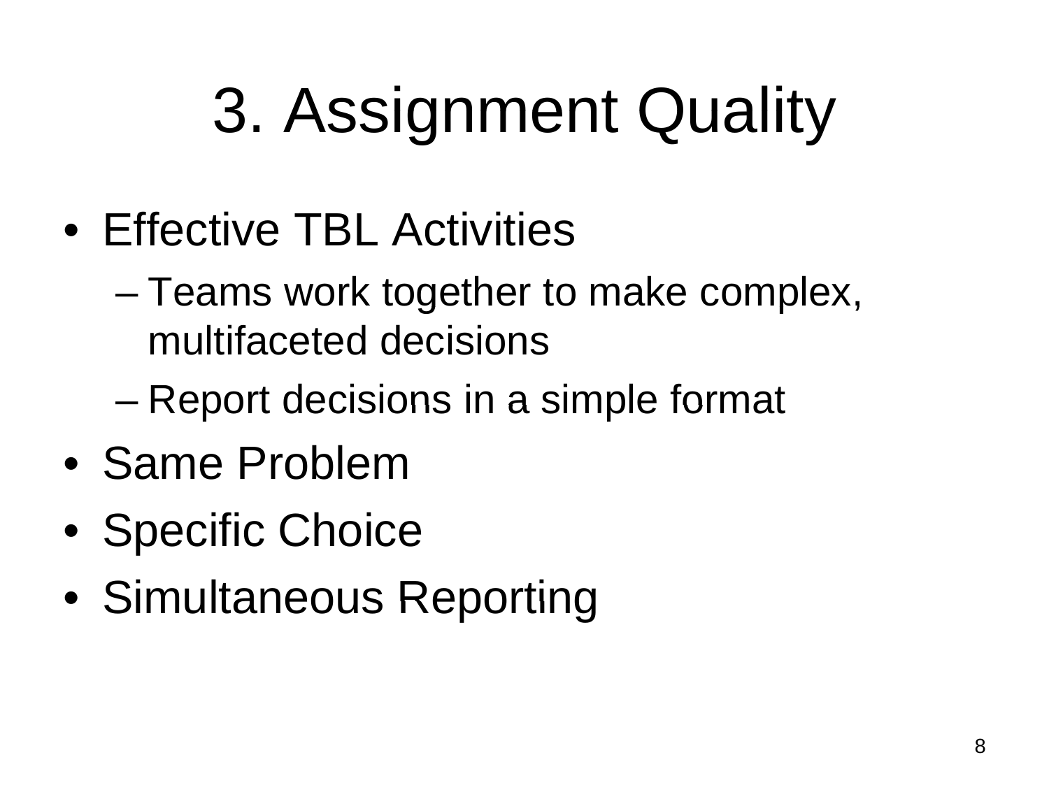# 3. Assignment Quality

- Effective TBL Activities
  - Teams work together to make complex, multifaceted decisions
  - Report decisions in a simple format
- Same Problem
- Specific Choice
- Simultaneous Reporting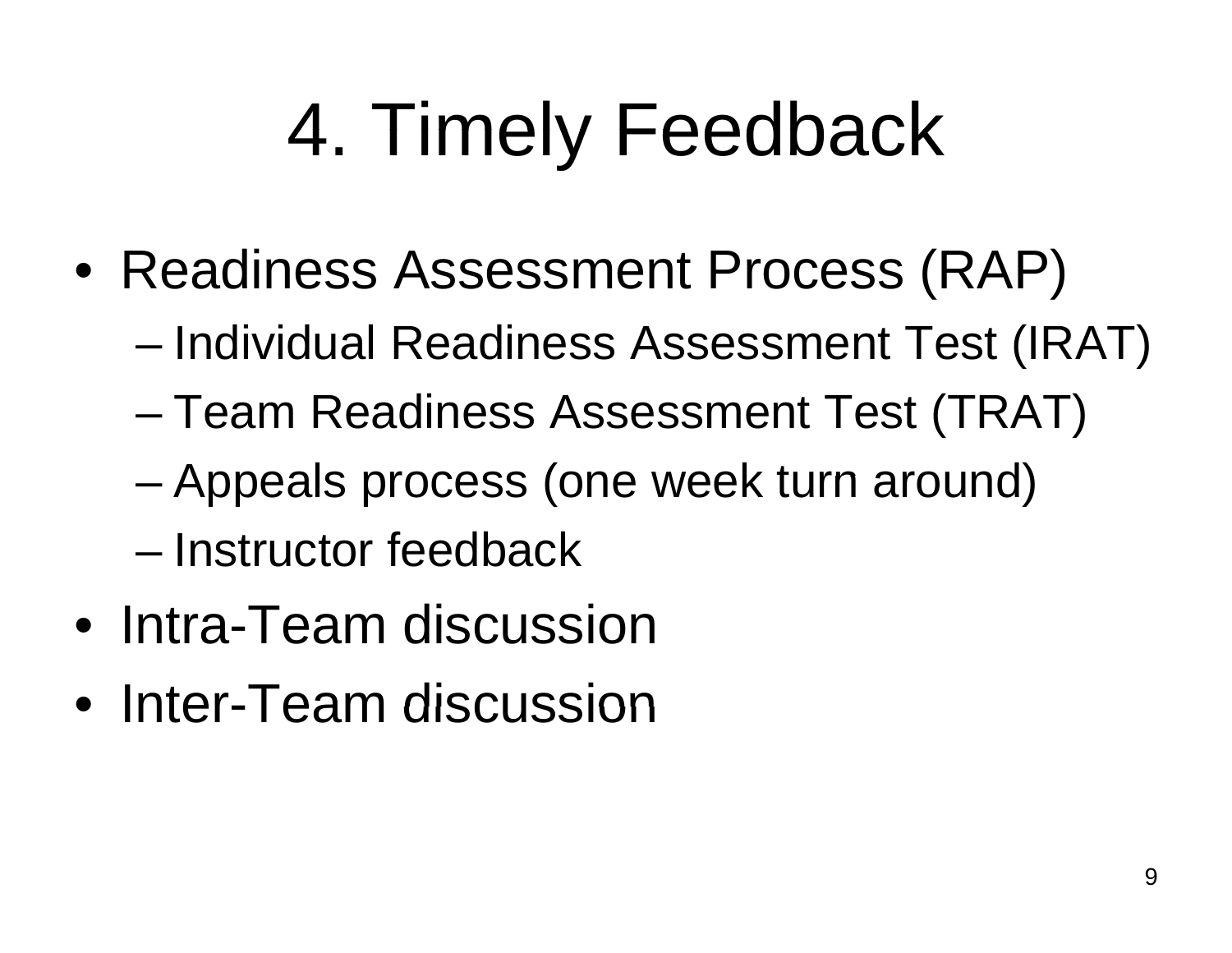# 4. Timely Feedback

- Readiness Assessment Process (RAP)
  - Individual Readiness Assessment Test (IRAT)
  - Team Readiness Assessment Test (TRAT)
  - Appeals process (one week turn around)
  - Instructor feedback
- Intra-Team discussion
- Inter-Team discussion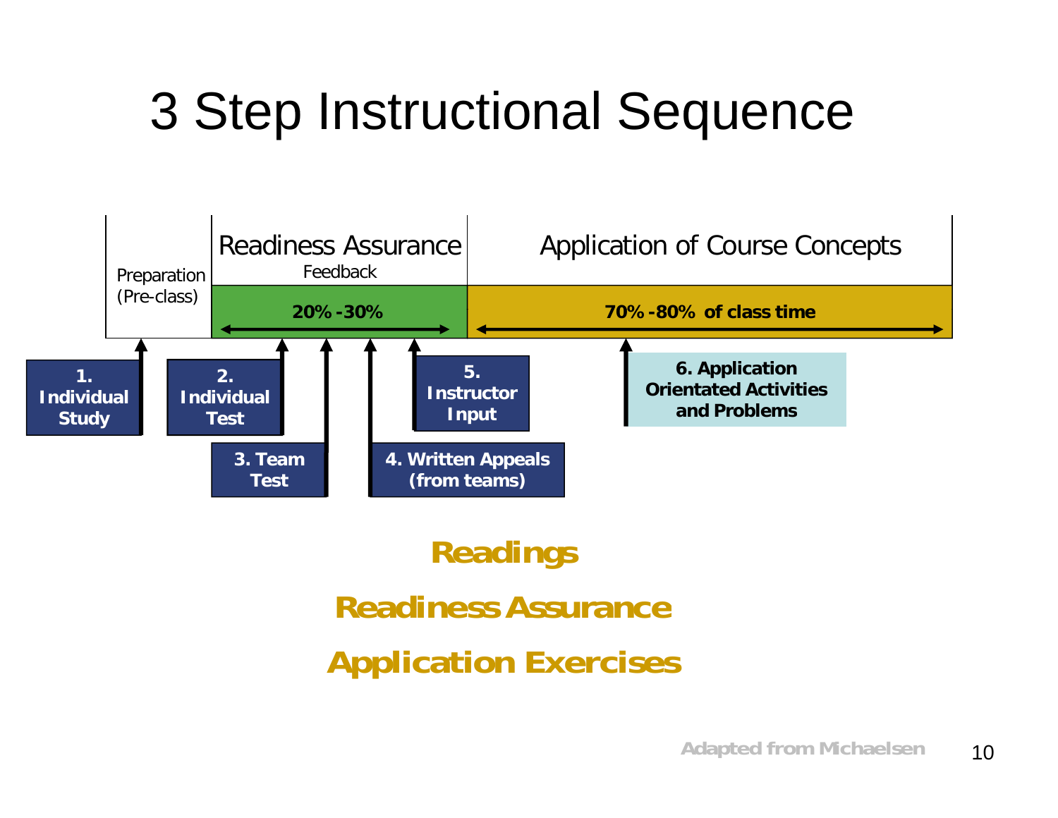# 3 Step Instructional Sequence

Preparation (Pre-class)

Readiness Assurance

Feedback

20% -30%

Application of Course Concepts

70% -80% of class time

1. Individual Study

2. Individual Test

3. Team Test

4. Written Appeals (from teams)

5. Instructor Input

6. Application Orientated Activities and Problems

**Readings**

**Readiness Assurance**

**Application Exercises**

Adapted from Michaelsen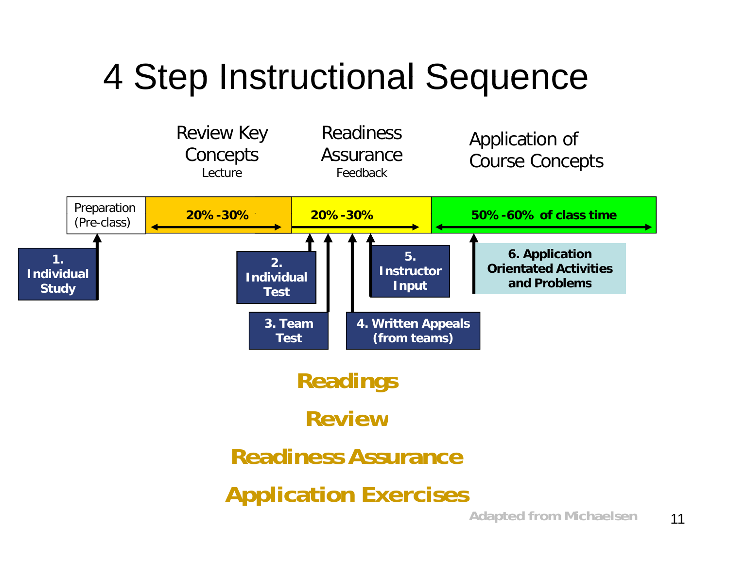# 4 Step Instructional Sequence

| Preparation (Pre-class) | Review Key Concepts (Lecture) | Readiness Assurance (Feedback) | Application of Course Concepts |
|---|---|---|---|
| | 20% -30% | 20% -30% | 50% -60% of class time |

1. Individual Study
2. Individual Test
3. Team Test
4. Written Appeals (from teams)
5. Instructor Input
6. Application Orientated Activities and Problems

**Readings**

**Review**

**Readiness Assurance**

**Application Exercises**

Adapted from Michaelsen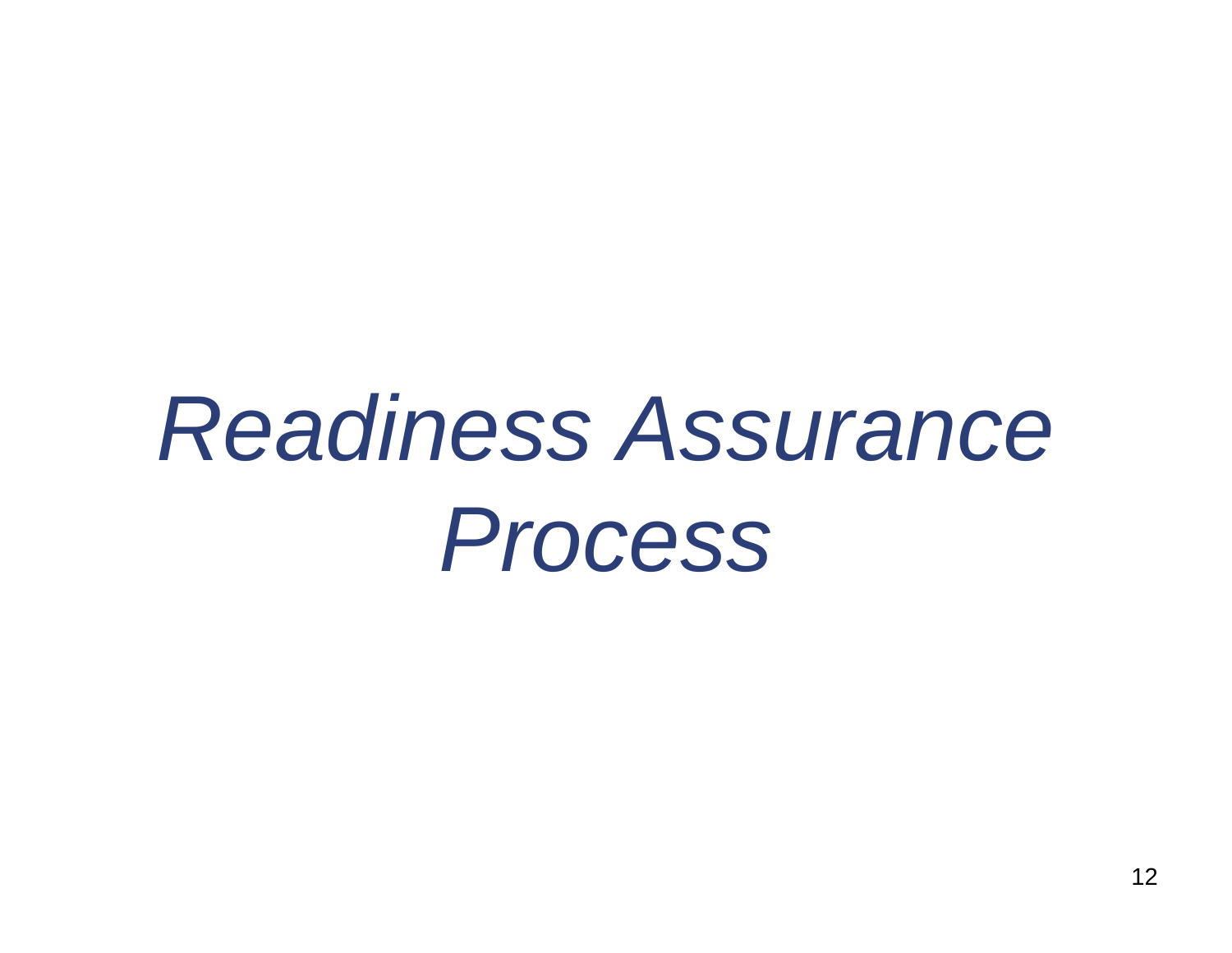# *Readiness Assurance Process*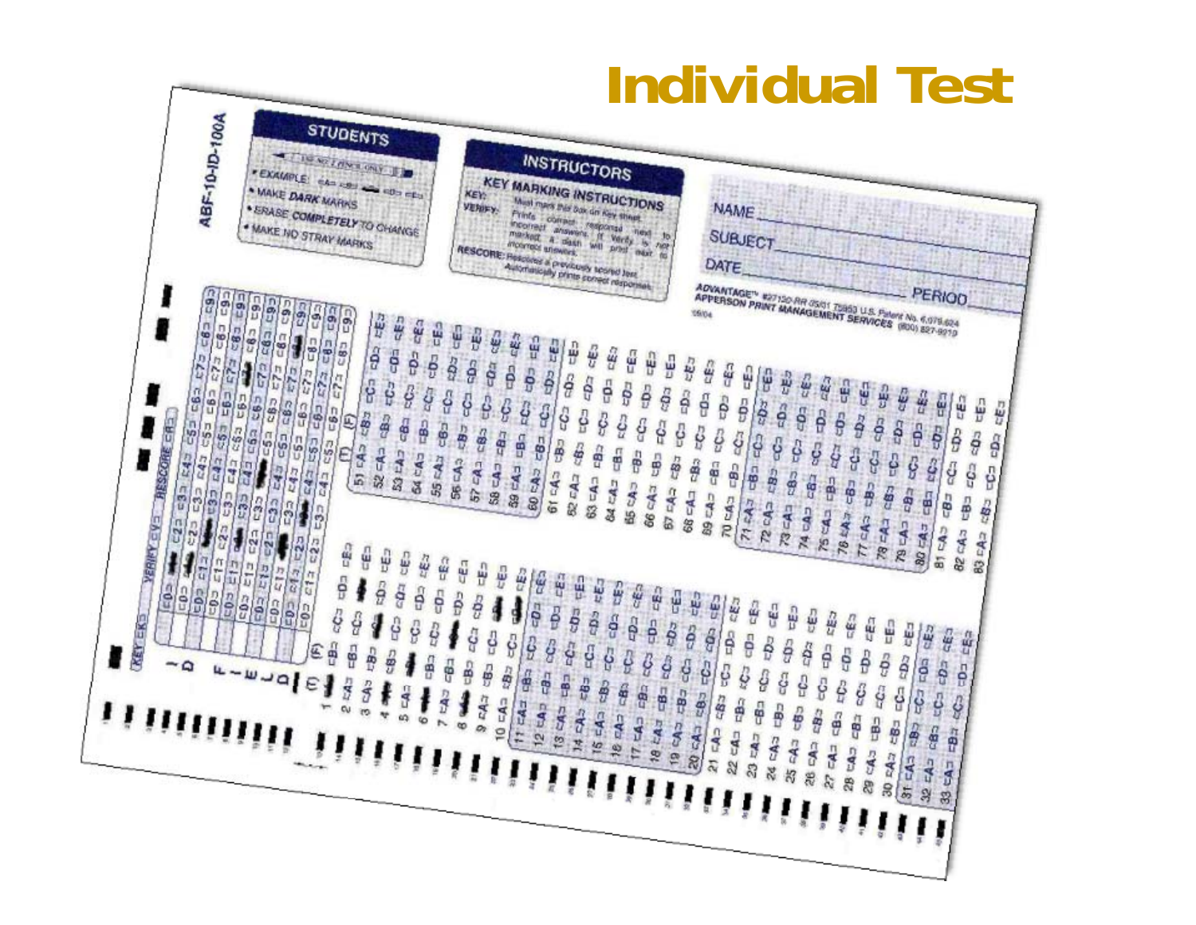# Individual Test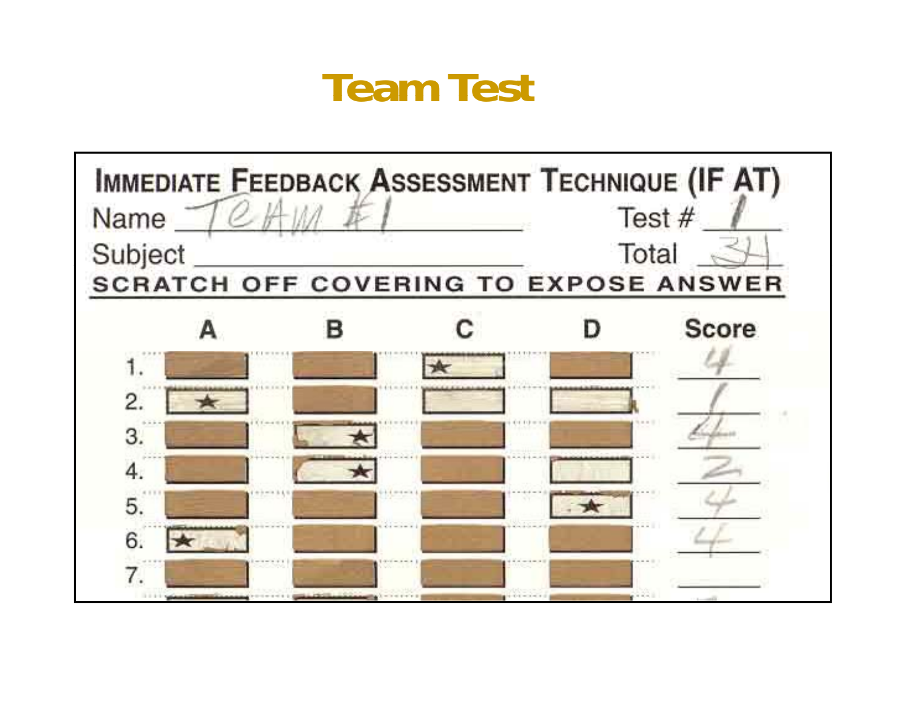# Team Test

**IMMEDIATE FEEDBACK ASSESSMENT TECHNIQUE (IF AT)**

Name: TEAM #1 — Test #: 1

Subject: ______ — Total: 34

**SCRATCH OFF COVERING TO EXPOSE ANSWER**

| | A | B | C | D | Score |
|---|---|---|---|---|---|
| 1. | | | ★ | | 4 |
| 2. | ★ | | | | 1 |
| 3. | | ★ | | | 4 |
| 4. | | ★ | | | 2 |
| 5. | | | | ★ | 4 |
| 6. | ★ | | | | 4 |
| 7. | | | | | |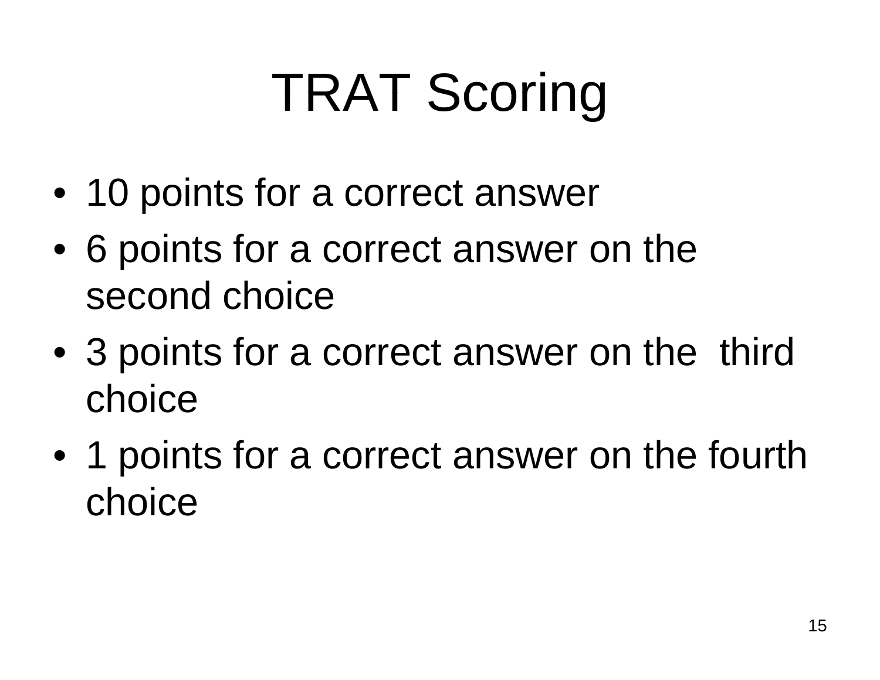# TRAT Scoring

- 10 points for a correct answer
- 6 points for a correct answer on the second choice
- 3 points for a correct answer on the third choice
- 1 points for a correct answer on the fourth choice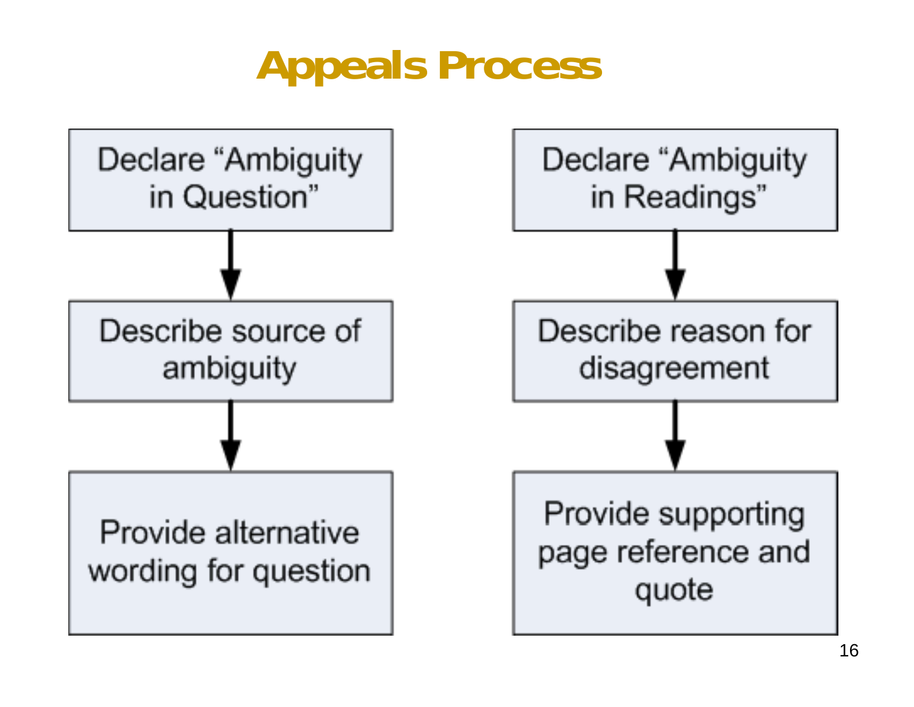# Appeals Process

**Declare "Ambiguity in Question"**

1. Declare "Ambiguity in Question"
2. Describe source of ambiguity
3. Provide alternative wording for question

**Declare "Ambiguity in Readings"**

1. Declare "Ambiguity in Readings"
2. Describe reason for disagreement
3. Provide supporting page reference and quote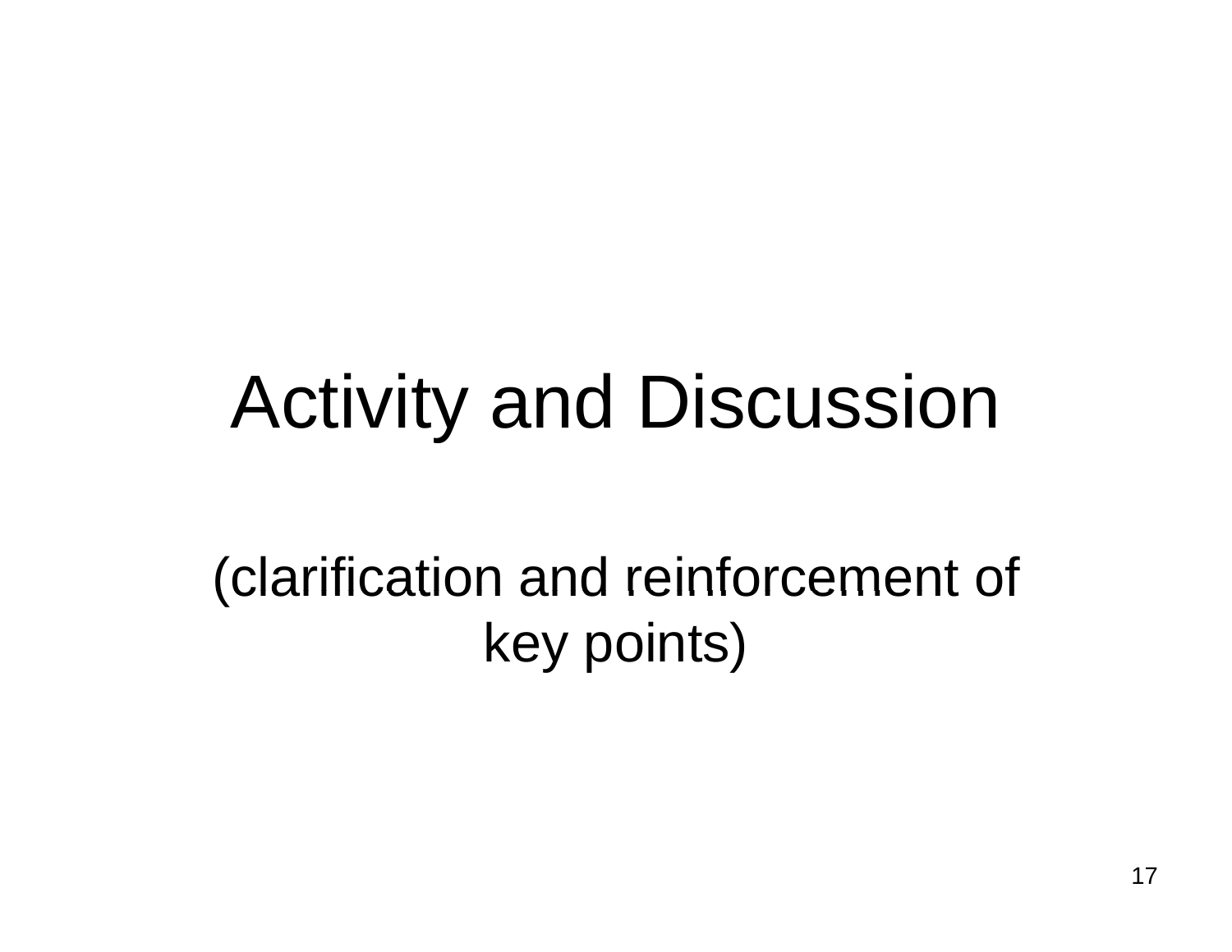# Activity and Discussion

(clarification and reinforcement of key points)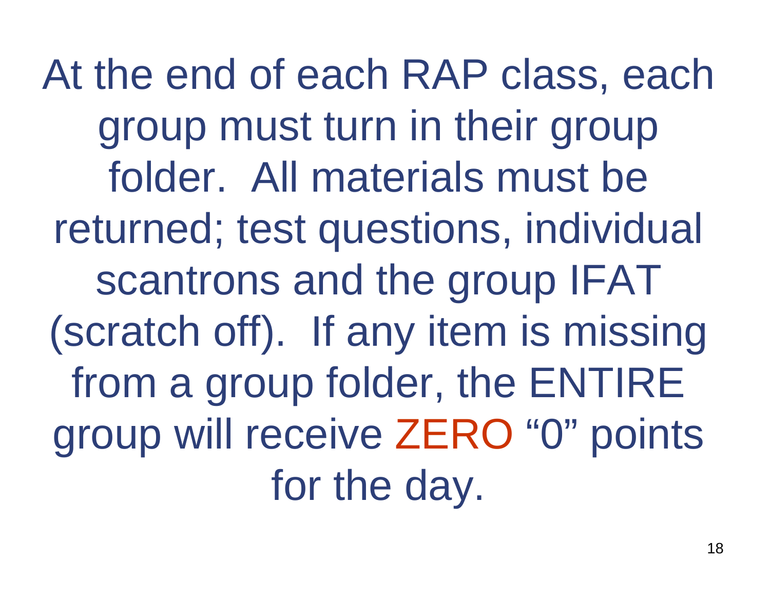At the end of each RAP class, each group must turn in their group folder.  All materials must be returned; test questions, individual scantrons and the group IFAT (scratch off).  If any item is missing from a group folder, the ENTIRE group will receive ZERO "0" points for the day.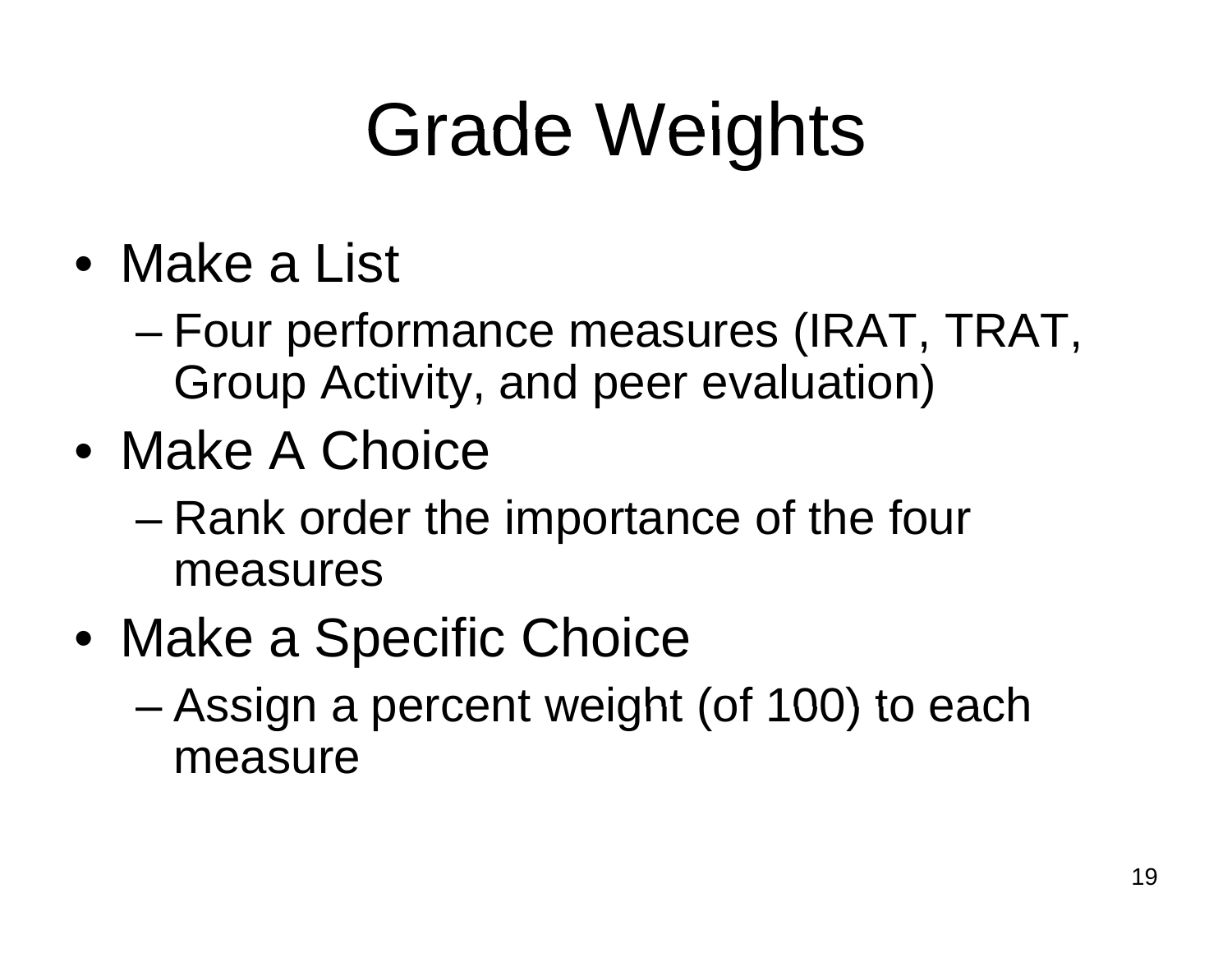# Grade Weights

- Make a List
  - Four performance measures (IRAT, TRAT, Group Activity, and peer evaluation)
- Make A Choice
  - Rank order the importance of the four measures
- Make a Specific Choice
  - Assign a percent weight (of 100) to each measure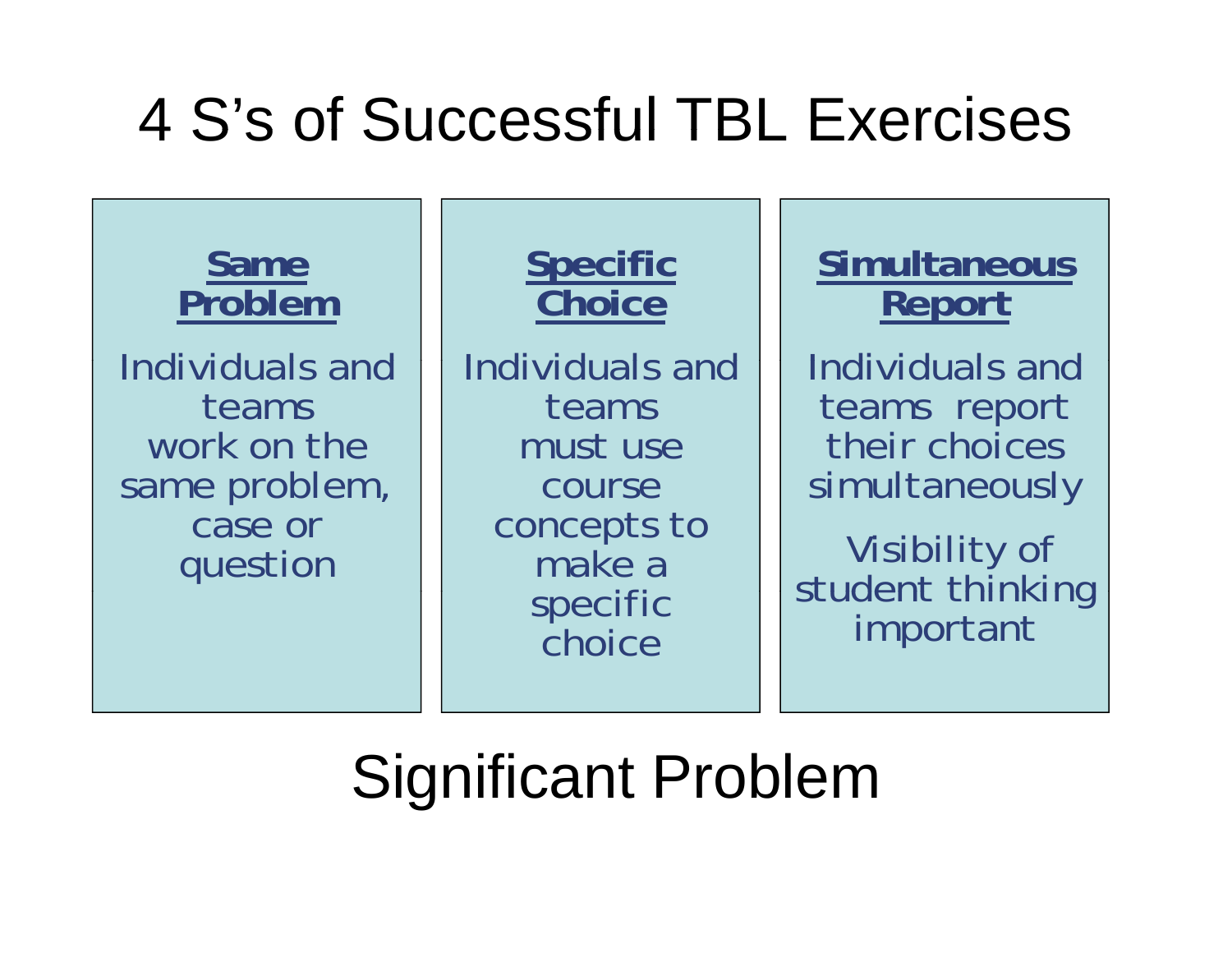# 4 S's of Successful TBL Exercises

**Same Problem**

Individuals and teams work on the same problem, case or question

**Specific Choice**

Individuals and teams must use course concepts to make a specific choice

**Simultaneous Report**

Individuals and teams report their choices simultaneously

Visibility of student thinking important

## Significant Problem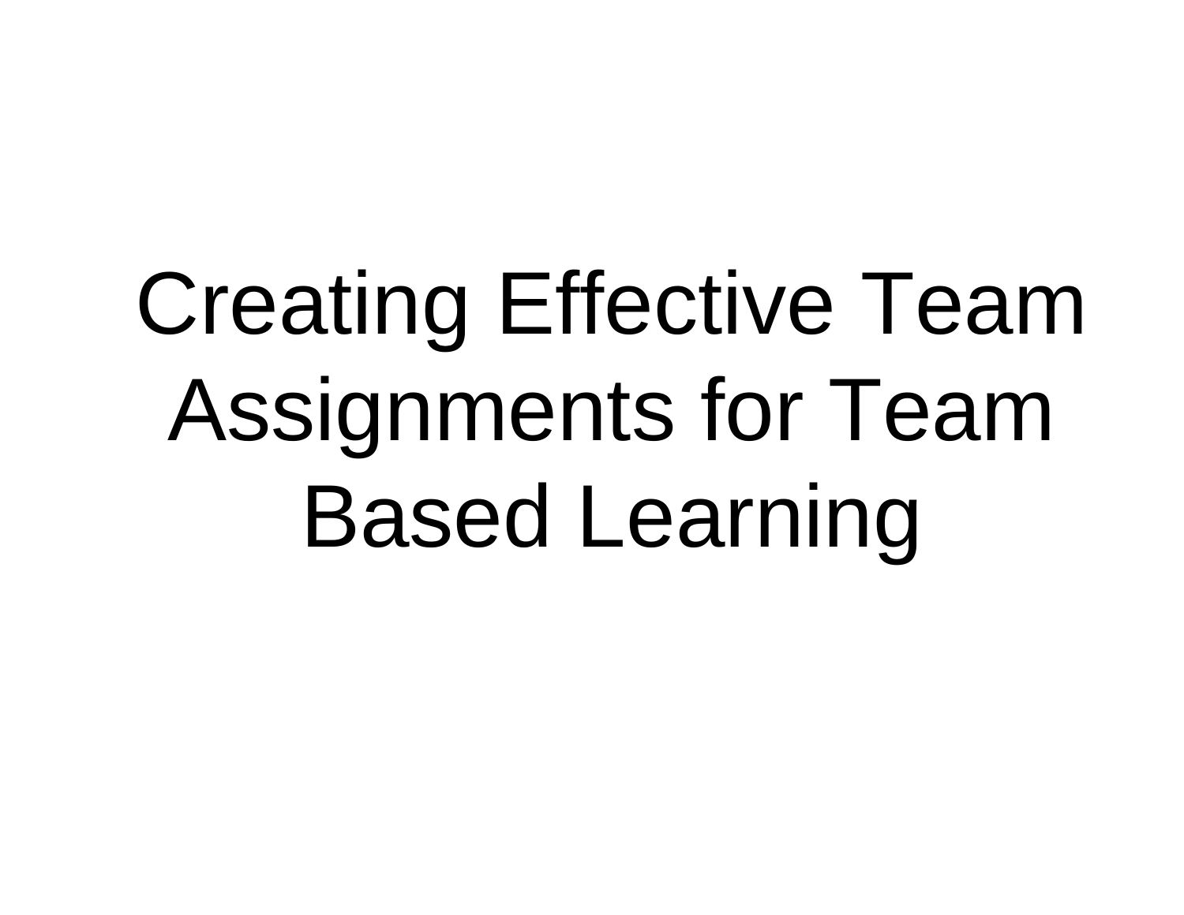# Creating Effective Team Assignments for Team Based Learning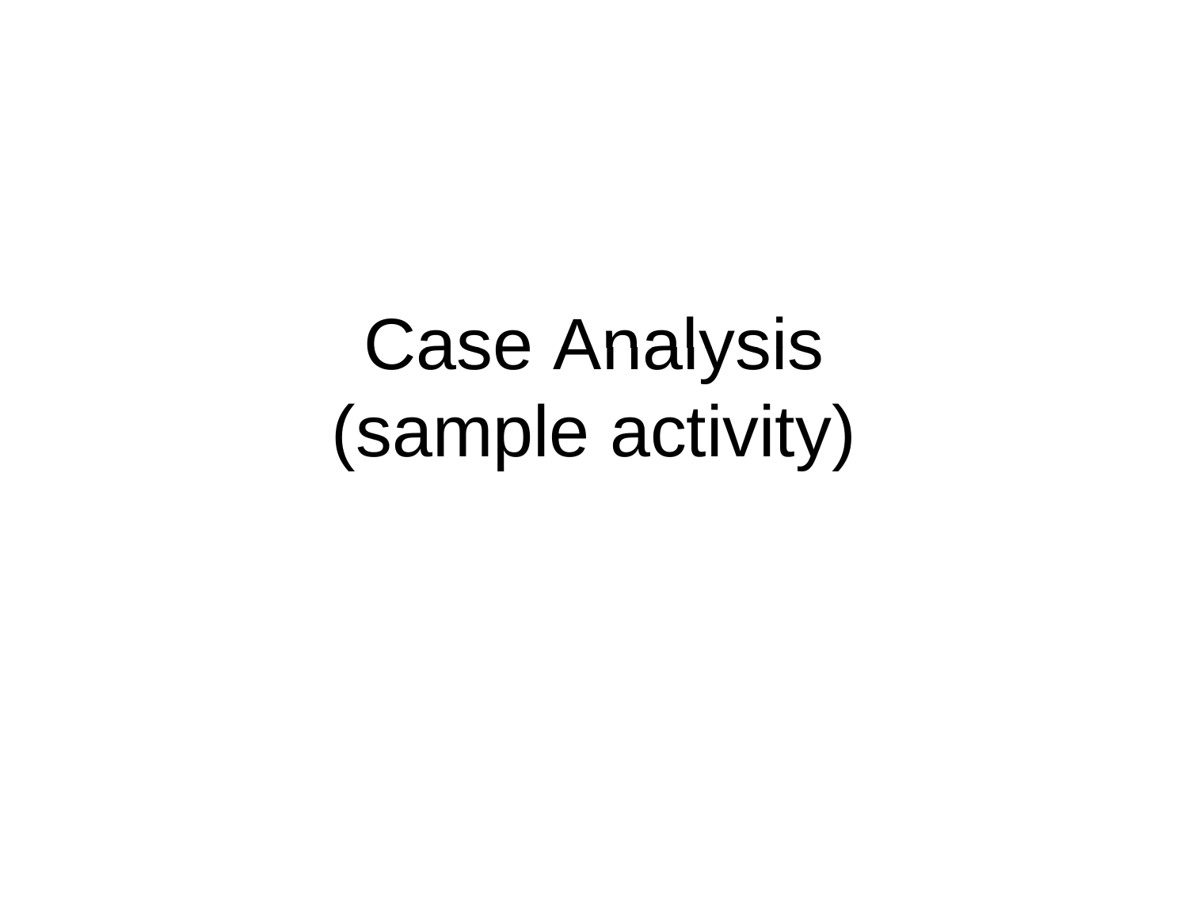# Case Analysis (sample activity)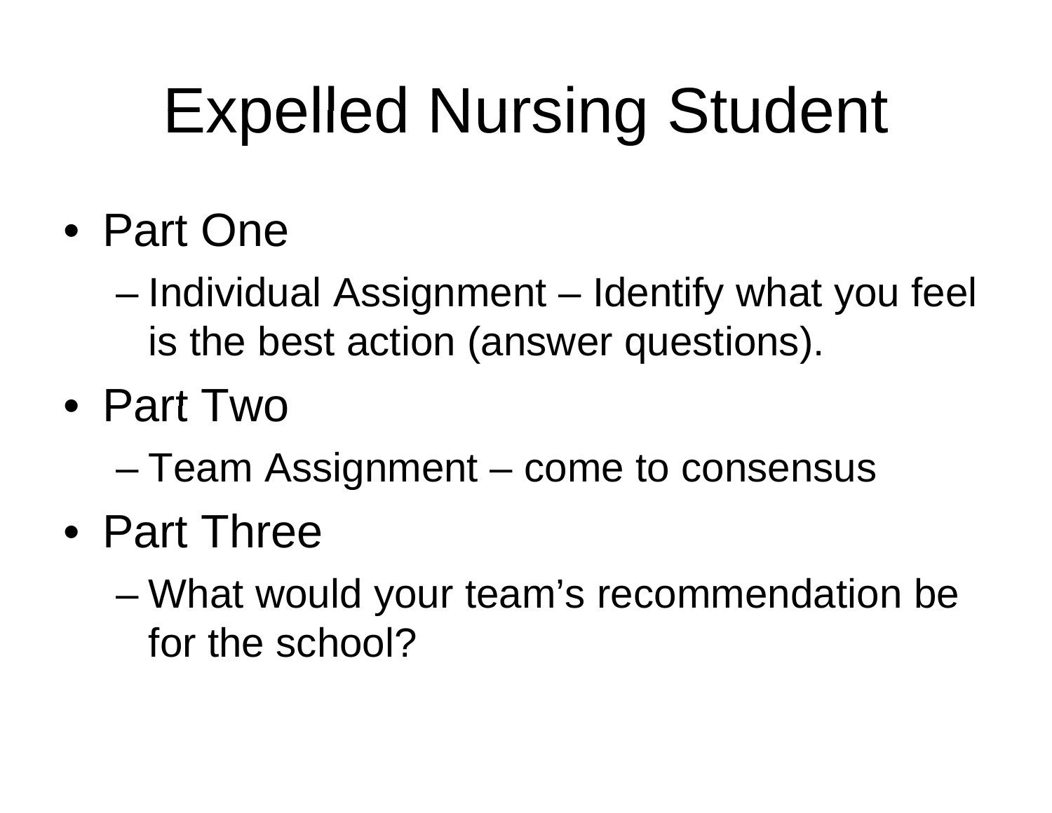# Expelled Nursing Student

- Part One
  - Individual Assignment – Identify what you feel is the best action (answer questions).
- Part Two
  - Team Assignment – come to consensus
- Part Three
  - What would your team's recommendation be for the school?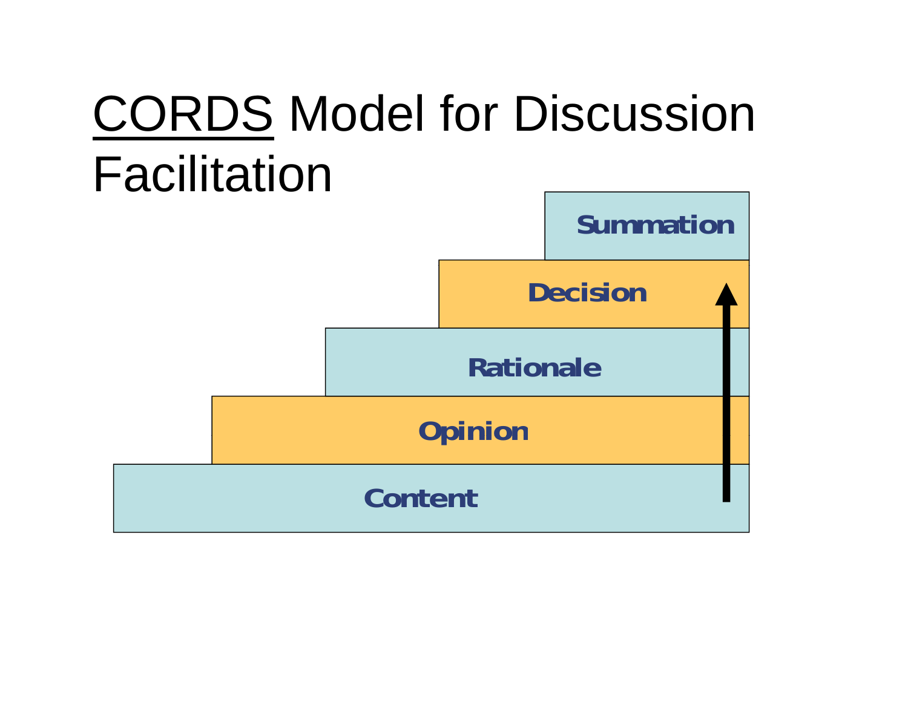# CORDS Model for Discussion Facilitation

- Summation
- Decision
- Rationale
- Opinion
- Content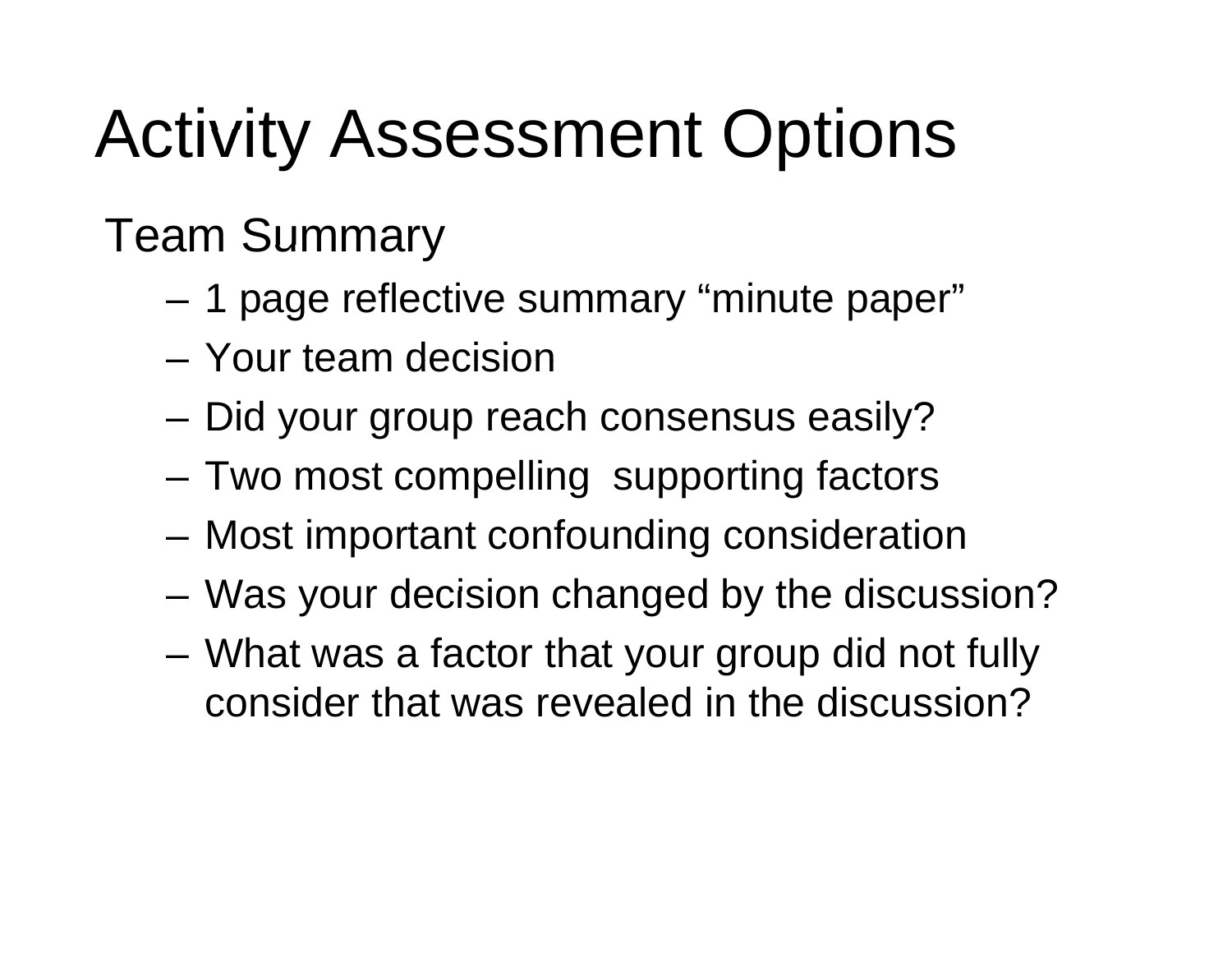# Activity Assessment Options

Team Summary

- 1 page reflective summary “minute paper”
- Your team decision
- Did your group reach consensus easily?
- Two most compelling supporting factors
- Most important confounding consideration
- Was your decision changed by the discussion?
- What was a factor that your group did not fully consider that was revealed in the discussion?